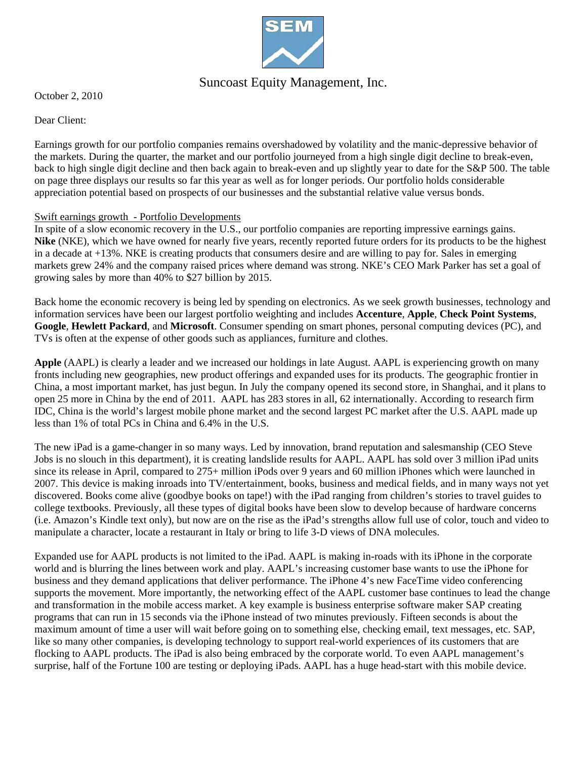Suncoast Equity Management, Inc.

October 2, 2010

Dear Client:

Earnings growth for our portfolio companies remains overshadowed by volatility and the manic-depressive behavior of the markets. During the quarter, the market and our portfolio journeyed from a high single digit decline to break-even, back to high single digit decline and then back again to break-even and up slightly year to date for the S&P 500. The table on page three displays our results so far this year as well as for longer periods. Our portfolio holds considerable appreciation potential based on prospects of our businesses and the substantial relative value versus bonds.

## Swift earnings growth - Portfolio Developments

In spite of a slow economic recovery in the U.S., our portfolio companies are reporting impressive earnings gains. **Nike** (NKE), which we have owned for nearly five years, recently reported future orders for its products to be the highest in a decade at +13%. NKE is creating products that consumers desire and are willing to pay for. Sales in emerging markets grew 24% and the company raised prices where demand was strong. NKE's CEO Mark Parker has set a goal of growing sales by more than 40% to $27 billion by 2015.

Back home the economic recovery is being led by spending on electronics. As we seek growth businesses, technology and information services have been our largest portfolio weighting and includes **Accenture**, **Apple**, **Check Point Systems**, **Google**, **Hewlett Packard**, and **Microsoft**. Consumer spending on smart phones, personal computing devices (PC), and TVs is often at the expense of other goods such as appliances, furniture and clothes.

**Apple** (AAPL) is clearly a leader and we increased our holdings in late August. AAPL is experiencing growth on many fronts including new geographies, new product offerings and expanded uses for its products. The geographic frontier in China, a most important market, has just begun. In July the company opened its second store, in Shanghai, and it plans to open 25 more in China by the end of 2011. AAPL has 283 stores in all, 62 internationally. According to research firm IDC, China is the world's largest mobile phone market and the second largest PC market after the U.S. AAPL made up less than 1% of total PCs in China and 6.4% in the U.S.

The new iPad is a game-changer in so many ways. Led by innovation, brand reputation and salesmanship (CEO Steve Jobs is no slouch in this department), it is creating landslide results for AAPL. AAPL has sold over 3 million iPad units since its release in April, compared to 275+ million iPods over 9 years and 60 million iPhones which were launched in 2007. This device is making inroads into TV/entertainment, books, business and medical fields, and in many ways not yet discovered. Books come alive (goodbye books on tape!) with the iPad ranging from children's stories to travel guides to college textbooks. Previously, all these types of digital books have been slow to develop because of hardware concerns (i.e. Amazon's Kindle text only), but now are on the rise as the iPad's strengths allow full use of color, touch and video to manipulate a character, locate a restaurant in Italy or bring to life 3-D views of DNA molecules.

Expanded use for AAPL products is not limited to the iPad. AAPL is making in-roads with its iPhone in the corporate world and is blurring the lines between work and play. AAPL's increasing customer base wants to use the iPhone for business and they demand applications that deliver performance. The iPhone 4's new FaceTime video conferencing supports the movement. More importantly, the networking effect of the AAPL customer base continues to lead the change and transformation in the mobile access market. A key example is business enterprise software maker SAP creating programs that can run in 15 seconds via the iPhone instead of two minutes previously. Fifteen seconds is about the maximum amount of time a user will wait before going on to something else, checking email, text messages, etc. SAP, like so many other companies, is developing technology to support real-world experiences of its customers that are flocking to AAPL products. The iPad is also being embraced by the corporate world. To even AAPL management's surprise, half of the Fortune 100 are testing or deploying iPads. AAPL has a huge head-start with this mobile device.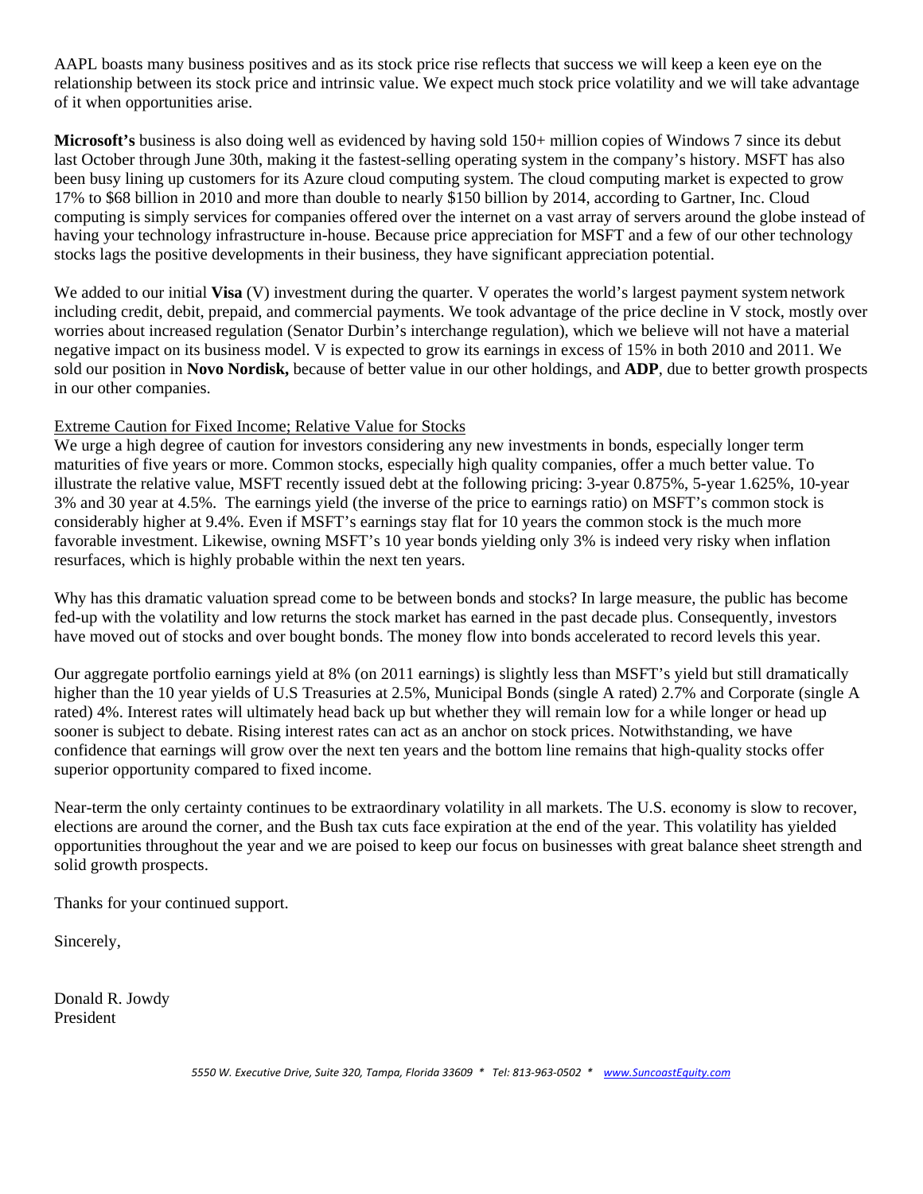AAPL boasts many business positives and as its stock price rise reflects that success we will keep a keen eye on the relationship between its stock price and intrinsic value. We expect much stock price volatility and we will take advantage of it when opportunities arise.

**Microsoft's** business is also doing well as evidenced by having sold 150+ million copies of Windows 7 since its debut last October through June 30th, making it the fastest-selling operating system in the company's history. MSFT has also been busy lining up customers for its Azure cloud computing system. The cloud computing market is expected to grow 17% to $68 billion in 2010 and more than double to nearly $150 billion by 2014, according to Gartner, Inc. Cloud computing is simply services for companies offered over the internet on a vast array of servers around the globe instead of having your technology infrastructure in-house. Because price appreciation for MSFT and a few of our other technology stocks lags the positive developments in their business, they have significant appreciation potential.

We added to our initial **Visa** (V) investment during the quarter. V operates the world's largest payment system network including credit, debit, prepaid, and commercial payments. We took advantage of the price decline in V stock, mostly over worries about increased regulation (Senator Durbin's interchange regulation), which we believe will not have a material negative impact on its business model. V is expected to grow its earnings in excess of 15% in both 2010 and 2011. We sold our position in **Novo Nordisk,** because of better value in our other holdings, and **ADP**, due to better growth prospects in our other companies.

<u>Extreme Caution for Fixed Income; Relative Value for Stocks</u>

We urge a high degree of caution for investors considering any new investments in bonds, especially longer term maturities of five years or more. Common stocks, especially high quality companies, offer a much better value. To illustrate the relative value, MSFT recently issued debt at the following pricing: 3-year 0.875%, 5-year 1.625%, 10-year 3% and 30 year at 4.5%. The earnings yield (the inverse of the price to earnings ratio) on MSFT's common stock is considerably higher at 9.4%. Even if MSFT's earnings stay flat for 10 years the common stock is the much more favorable investment. Likewise, owning MSFT's 10 year bonds yielding only 3% is indeed very risky when inflation resurfaces, which is highly probable within the next ten years.

Why has this dramatic valuation spread come to be between bonds and stocks? In large measure, the public has become fed-up with the volatility and low returns the stock market has earned in the past decade plus. Consequently, investors have moved out of stocks and over bought bonds. The money flow into bonds accelerated to record levels this year.

Our aggregate portfolio earnings yield at 8% (on 2011 earnings) is slightly less than MSFT's yield but still dramatically higher than the 10 year yields of U.S Treasuries at 2.5%, Municipal Bonds (single A rated) 2.7% and Corporate (single A rated) 4%. Interest rates will ultimately head back up but whether they will remain low for a while longer or head up sooner is subject to debate. Rising interest rates can act as an anchor on stock prices. Notwithstanding, we have confidence that earnings will grow over the next ten years and the bottom line remains that high-quality stocks offer superior opportunity compared to fixed income.

Near-term the only certainty continues to be extraordinary volatility in all markets. The U.S. economy is slow to recover, elections are around the corner, and the Bush tax cuts face expiration at the end of the year. This volatility has yielded opportunities throughout the year and we are poised to keep our focus on businesses with great balance sheet strength and solid growth prospects.

Thanks for your continued support.

Sincerely,

Donald R. Jowdy
President

*5550 W. Executive Drive, Suite 320, Tampa, Florida 33609 * Tel: 813-963-0502 * www.SuncoastEquity.com*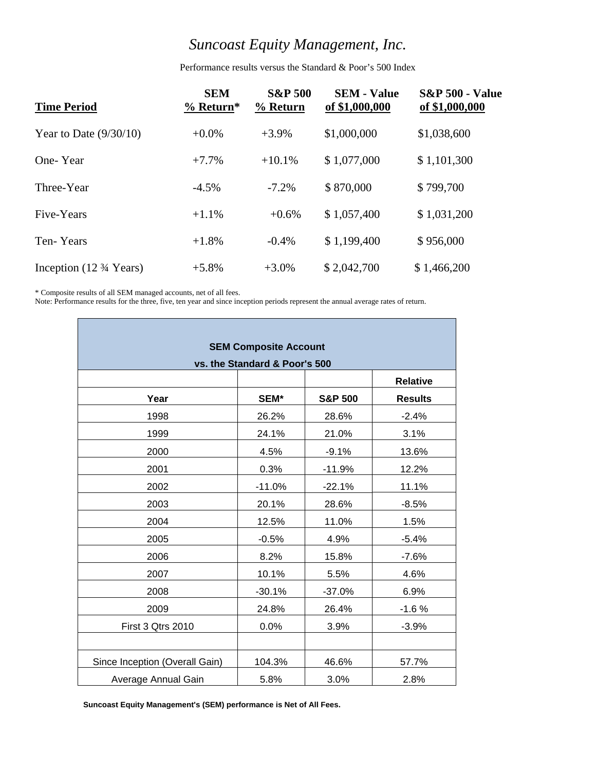# *Suncoast Equity Management, Inc.*

Performance results versus the Standard & Poor's 500 Index

| Time Period | SEM % Return* | S&P 500 % Return | SEM - Value of $1,000,000 | S&P 500 - Value of $1,000,000 |
|---|---|---|---|---|
| Year to Date (9/30/10) | +0.0% | +3.9% | $1,000,000 | $1,038,600 |
| One- Year | +7.7% | +10.1% | $ 1,077,000 | $ 1,101,300 |
| Three-Year | -4.5% | -7.2% | $ 870,000 | $ 799,700 |
| Five-Years | +1.1% | +0.6% | $ 1,057,400 | $ 1,031,200 |
| Ten- Years | +1.8% | -0.4% | $ 1,199,400 | $ 956,000 |
| Inception (12 ¾ Years) | +5.8% | +3.0% | $ 2,042,700 | $ 1,466,200 |

* Composite results of all SEM managed accounts, net of all fees.
Note: Performance results for the three, five, ten year and since inception periods represent the annual average rates of return.

**SEM Composite Account vs. the Standard & Poor's 500**

| Year | SEM* | S&P 500 | Relative Results |
|---|---|---|---|
| 1998 | 26.2% | 28.6% | -2.4% |
| 1999 | 24.1% | 21.0% | 3.1% |
| 2000 | 4.5% | -9.1% | 13.6% |
| 2001 | 0.3% | -11.9% | 12.2% |
| 2002 | -11.0% | -22.1% | 11.1% |
| 2003 | 20.1% | 28.6% | -8.5% |
| 2004 | 12.5% | 11.0% | 1.5% |
| 2005 | -0.5% | 4.9% | -5.4% |
| 2006 | 8.2% | 15.8% | -7.6% |
| 2007 | 10.1% | 5.5% | 4.6% |
| 2008 | -30.1% | -37.0% | 6.9% |
| 2009 | 24.8% | 26.4% | -1.6 % |
| First 3 Qtrs 2010 | 0.0% | 3.9% | -3.9% |
| | | | |
| Since Inception (Overall Gain) | 104.3% | 46.6% | 57.7% |
| Average Annual Gain | 5.8% | 3.0% | 2.8% |

**Suncoast Equity Management's (SEM) performance is Net of All Fees.**